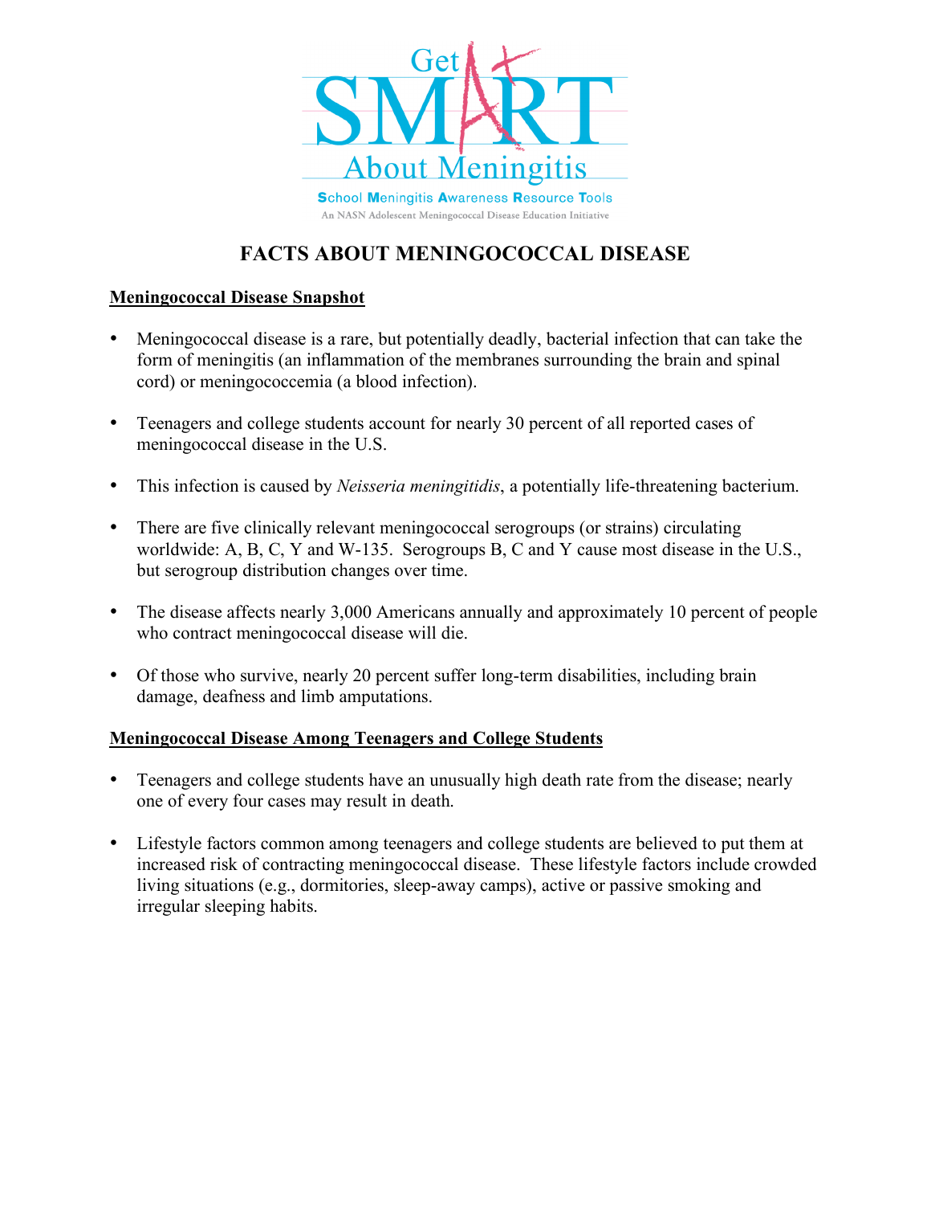Get SMART About Meningitis

**S**chool **M**eningitis **A**wareness **R**esource **T**ools

An NASN Adolescent Meningococcal Disease Education Initiative

# FACTS ABOUT MENINGOCOCCAL DISEASE

## Meningococcal Disease Snapshot

- Meningococcal disease is a rare, but potentially deadly, bacterial infection that can take the form of meningitis (an inflammation of the membranes surrounding the brain and spinal cord) or meningococcemia (a blood infection).
- Teenagers and college students account for nearly 30 percent of all reported cases of meningococcal disease in the U.S.
- This infection is caused by *Neisseria meningitidis*, a potentially life-threatening bacterium.
- There are five clinically relevant meningococcal serogroups (or strains) circulating worldwide: A, B, C, Y and W-135. Serogroups B, C and Y cause most disease in the U.S., but serogroup distribution changes over time.
- The disease affects nearly 3,000 Americans annually and approximately 10 percent of people who contract meningococcal disease will die.
- Of those who survive, nearly 20 percent suffer long-term disabilities, including brain damage, deafness and limb amputations.

## Meningococcal Disease Among Teenagers and College Students

- Teenagers and college students have an unusually high death rate from the disease; nearly one of every four cases may result in death.
- Lifestyle factors common among teenagers and college students are believed to put them at increased risk of contracting meningococcal disease. These lifestyle factors include crowded living situations (e.g., dormitories, sleep-away camps), active or passive smoking and irregular sleeping habits.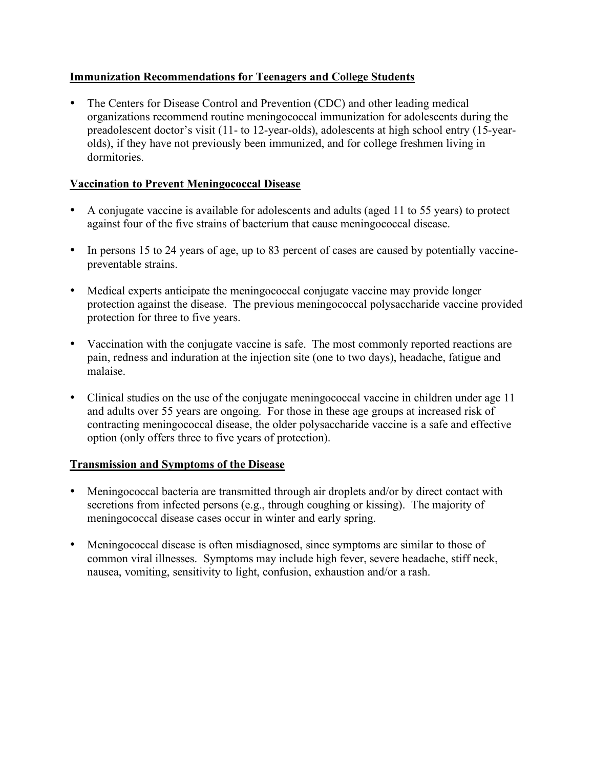## Immunization Recommendations for Teenagers and College Students

- The Centers for Disease Control and Prevention (CDC) and other leading medical organizations recommend routine meningococcal immunization for adolescents during the preadolescent doctor's visit (11- to 12-year-olds), adolescents at high school entry (15-year-olds), if they have not previously been immunized, and for college freshmen living in dormitories.

## Vaccination to Prevent Meningococcal Disease

- A conjugate vaccine is available for adolescents and adults (aged 11 to 55 years) to protect against four of the five strains of bacterium that cause meningococcal disease.

- In persons 15 to 24 years of age, up to 83 percent of cases are caused by potentially vaccine-preventable strains.

- Medical experts anticipate the meningococcal conjugate vaccine may provide longer protection against the disease. The previous meningococcal polysaccharide vaccine provided protection for three to five years.

- Vaccination with the conjugate vaccine is safe. The most commonly reported reactions are pain, redness and induration at the injection site (one to two days), headache, fatigue and malaise.

- Clinical studies on the use of the conjugate meningococcal vaccine in children under age 11 and adults over 55 years are ongoing. For those in these age groups at increased risk of contracting meningococcal disease, the older polysaccharide vaccine is a safe and effective option (only offers three to five years of protection).

## Transmission and Symptoms of the Disease

- Meningococcal bacteria are transmitted through air droplets and/or by direct contact with secretions from infected persons (e.g., through coughing or kissing). The majority of meningococcal disease cases occur in winter and early spring.

- Meningococcal disease is often misdiagnosed, since symptoms are similar to those of common viral illnesses. Symptoms may include high fever, severe headache, stiff neck, nausea, vomiting, sensitivity to light, confusion, exhaustion and/or a rash.